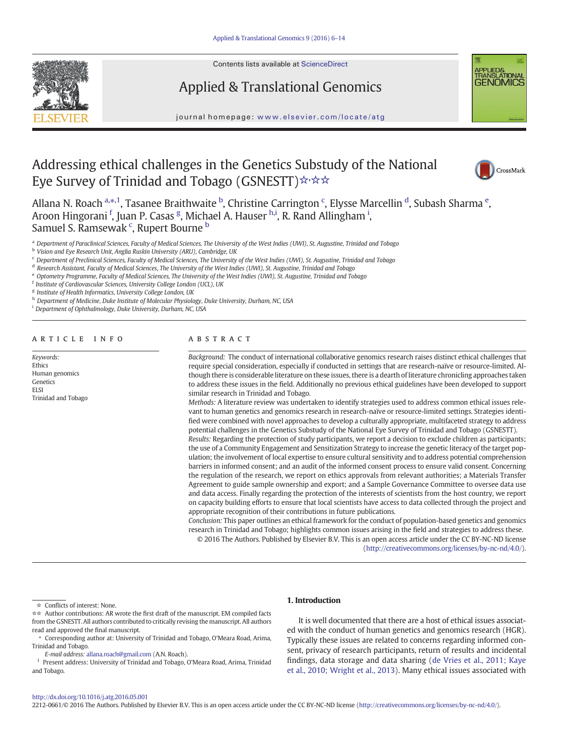# Addressing ethical challenges in the Genetics Substudy of the National Eye Survey of Trinidad and Tobago (GSNESTT)☆,☆☆

Allana N. Roach [a,*,1], Tasanee Braithwaite [b], Christine Carrington [c], Elysse Marcellin [d], Subash Sharma [e], Aroon Hingorani [f], Juan P. Casas [g], Michael A. Hauser [h,i], R. Rand Allingham [i], Samuel S. Ramsewak [c], Rupert Bourne [b]

[a] Department of Paraclinical Sciences, Faculty of Medical Sciences, The University of the West Indies (UWI), St. Augustine, Trinidad and Tobago
[b] Vision and Eye Research Unit, Anglia Ruskin University (ARU), Cambridge, UK
[c] Department of Preclinical Sciences, Faculty of Medical Sciences, The University of the West Indies (UWI), St. Augustine, Trinidad and Tobago
[d] Research Assistant, Faculty of Medical Sciences, The University of the West Indies (UWI), St. Augustine, Trinidad and Tobago
[e] Optometry Programme, Faculty of Medical Sciences, The University of the West Indies (UWI), St. Augustine, Trinidad and Tobago
[f] Institute of Cardiovascular Sciences, University College London (UCL), UK
[g] Institute of Health Informatics, University College London, UK
[h] Department of Medicine, Duke Institute of Molecular Physiology, Duke University, Durham, NC, USA
[i] Department of Ophthalmology, Duke University, Durham, NC, USA

## ARTICLE INFO

*Keywords:*
Ethics
Human genomics
Genetics
ELSI
Trinidad and Tobago

## ABSTRACT

*Background:* The conduct of international collaborative genomics research raises distinct ethical challenges that require special consideration, especially if conducted in settings that are research-naïve or resource-limited. Although there is considerable literature on these issues, there is a dearth of literature chronicling approaches taken to address these issues in the field. Additionally no previous ethical guidelines have been developed to support similar research in Trinidad and Tobago.

*Methods:* A literature review was undertaken to identify strategies used to address common ethical issues relevant to human genetics and genomics research in research-naïve or resource-limited settings. Strategies identified were combined with novel approaches to develop a culturally appropriate, multifaceted strategy to address potential challenges in the Genetics Substudy of the National Eye Survey of Trinidad and Tobago (GSNESTT).

*Results:* Regarding the protection of study participants, we report a decision to exclude children as participants; the use of a Community Engagement and Sensitization Strategy to increase the genetic literacy of the target population; the involvement of local expertise to ensure cultural sensitivity and to address potential comprehension barriers in informed consent; and an audit of the informed consent process to ensure valid consent. Concerning the regulation of the research, we report on ethics approvals from relevant authorities; a Materials Transfer Agreement to guide sample ownership and export; and a Sample Governance Committee to oversee data use and data access. Finally regarding the protection of the interests of scientists from the host country, we report on capacity building efforts to ensure that local scientists have access to data collected through the project and appropriate recognition of their contributions in future publications.

*Conclusion:* This paper outlines an ethical framework for the conduct of population-based genetics and genomics research in Trinidad and Tobago; highlights common issues arising in the field and strategies to address these.

© 2016 The Authors. Published by Elsevier B.V. This is an open access article under the CC BY-NC-ND license (http://creativecommons.org/licenses/by-nc-nd/4.0/).

## 1. Introduction

It is well documented that there are a host of ethical issues associated with the conduct of human genetics and genomics research (HGR). Typically these issues are related to concerns regarding informed consent, privacy of research participants, return of results and incidental findings, data storage and data sharing (de Vries et al., 2011; Kaye et al., 2010; Wright et al., 2013). Many ethical issues associated with

---

☆ Conflicts of interest: None.
☆☆ Author contributions: AR wrote the first draft of the manuscript. EM compiled facts from the GSNESTT. All authors contributed to critically revising the manuscript. All authors read and approved the final manuscript.
* Corresponding author at: University of Trinidad and Tobago, O'Meara Road, Arima, Trinidad and Tobago.
E-mail address: allana.roach@gmail.com (A.N. Roach).
[1] Present address: University of Trinidad and Tobago, O'Meara Road, Arima, Trinidad and Tobago.

http://dx.doi.org/10.1016/j.atg.2016.05.001
2212-0661/© 2016 The Authors. Published by Elsevier B.V. This is an open access article under the CC BY-NC-ND license (http://creativecommons.org/licenses/by-nc-nd/4.0/).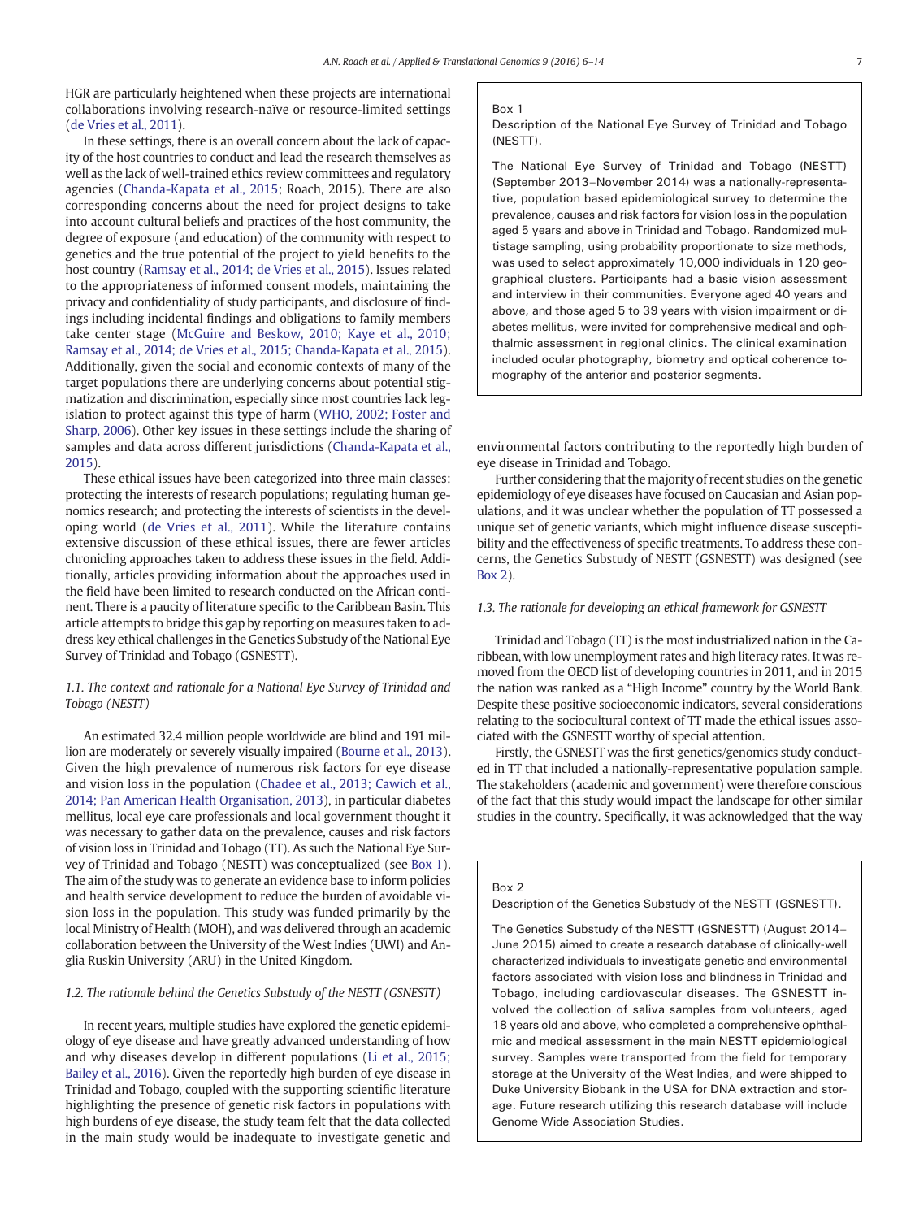HGR are particularly heightened when these projects are international collaborations involving research-naïve or resource-limited settings (de Vries et al., 2011).

In these settings, there is an overall concern about the lack of capacity of the host countries to conduct and lead the research themselves as well as the lack of well-trained ethics review committees and regulatory agencies (Chanda-Kapata et al., 2015; Roach, 2015). There are also corresponding concerns about the need for project designs to take into account cultural beliefs and practices of the host community, the degree of exposure (and education) of the community with respect to genetics and the true potential of the project to yield benefits to the host country (Ramsay et al., 2014; de Vries et al., 2015). Issues related to the appropriateness of informed consent models, maintaining the privacy and confidentiality of study participants, and disclosure of findings including incidental findings and obligations to family members take center stage (McGuire and Beskow, 2010; Kaye et al., 2010; Ramsay et al., 2014; de Vries et al., 2015; Chanda-Kapata et al., 2015). Additionally, given the social and economic contexts of many of the target populations there are underlying concerns about potential stigmatization and discrimination, especially since most countries lack legislation to protect against this type of harm (WHO, 2002; Foster and Sharp, 2006). Other key issues in these settings include the sharing of samples and data across different jurisdictions (Chanda-Kapata et al., 2015).

These ethical issues have been categorized into three main classes: protecting the interests of research populations; regulating human genomics research; and protecting the interests of scientists in the developing world (de Vries et al., 2011). While the literature contains extensive discussion of these ethical issues, there are fewer articles chronicling approaches taken to address these issues in the field. Additionally, articles providing information about the approaches used in the field have been limited to research conducted on the African continent. There is a paucity of literature specific to the Caribbean Basin. This article attempts to bridge this gap by reporting on measures taken to address key ethical challenges in the Genetics Substudy of the National Eye Survey of Trinidad and Tobago (GSNESTT).

### 1.1. The context and rationale for a National Eye Survey of Trinidad and Tobago (NESTT)

An estimated 32.4 million people worldwide are blind and 191 million are moderately or severely visually impaired (Bourne et al., 2013). Given the high prevalence of numerous risk factors for eye disease and vision loss in the population (Chadee et al., 2013; Cawich et al., 2014; Pan American Health Organisation, 2013), in particular diabetes mellitus, local eye care professionals and local government thought it was necessary to gather data on the prevalence, causes and risk factors of vision loss in Trinidad and Tobago (TT). As such the National Eye Survey of Trinidad and Tobago (NESTT) was conceptualized (see Box 1). The aim of the study was to generate an evidence base to inform policies and health service development to reduce the burden of avoidable vision loss in the population. This study was funded primarily by the local Ministry of Health (MOH), and was delivered through an academic collaboration between the University of the West Indies (UWI) and Anglia Ruskin University (ARU) in the United Kingdom.

### 1.2. The rationale behind the Genetics Substudy of the NESTT (GSNESTT)

In recent years, multiple studies have explored the genetic epidemiology of eye disease and have greatly advanced understanding of how and why diseases develop in different populations (Li et al., 2015; Bailey et al., 2016). Given the reportedly high burden of eye disease in Trinidad and Tobago, coupled with the supporting scientific literature highlighting the presence of genetic risk factors in populations with high burdens of eye disease, the study team felt that the data collected in the main study would be inadequate to investigate genetic and environmental factors contributing to the reportedly high burden of eye disease in Trinidad and Tobago.

> **Box 1**
> Description of the National Eye Survey of Trinidad and Tobago (NESTT).
>
> The National Eye Survey of Trinidad and Tobago (NESTT) (September 2013–November 2014) was a nationally-representative, population based epidemiological survey to determine the prevalence, causes and risk factors for vision loss in the population aged 5 years and above in Trinidad and Tobago. Randomized multistage sampling, using probability proportionate to size methods, was used to select approximately 10,000 individuals in 120 geographical clusters. Participants had a basic vision assessment and interview in their communities. Everyone aged 40 years and above, and those aged 5 to 39 years with vision impairment or diabetes mellitus, were invited for comprehensive medical and ophthalmic assessment in regional clinics. The clinical examination included ocular photography, biometry and optical coherence tomography of the anterior and posterior segments.

Further considering that the majority of recent studies on the genetic epidemiology of eye diseases have focused on Caucasian and Asian populations, and it was unclear whether the population of TT possessed a unique set of genetic variants, which might influence disease susceptibility and the effectiveness of specific treatments. To address these concerns, the Genetics Substudy of NESTT (GSNESTT) was designed (see Box 2).

### 1.3. The rationale for developing an ethical framework for GSNESTT

Trinidad and Tobago (TT) is the most industrialized nation in the Caribbean, with low unemployment rates and high literacy rates. It was removed from the OECD list of developing countries in 2011, and in 2015 the nation was ranked as a "High Income" country by the World Bank. Despite these positive socioeconomic indicators, several considerations relating to the sociocultural context of TT made the ethical issues associated with the GSNESTT worthy of special attention.

Firstly, the GSNESTT was the first genetics/genomics study conducted in TT that included a nationally-representative population sample. The stakeholders (academic and government) were therefore conscious of the fact that this study would impact the landscape for other similar studies in the country. Specifically, it was acknowledged that the way

> **Box 2**
> Description of the Genetics Substudy of the NESTT (GSNESTT).
>
> The Genetics Substudy of the NESTT (GSNESTT) (August 2014–June 2015) aimed to create a research database of clinically-well characterized individuals to investigate genetic and environmental factors associated with vision loss and blindness in Trinidad and Tobago, including cardiovascular diseases. The GSNESTT involved the collection of saliva samples from volunteers, aged 18 years old and above, who completed a comprehensive ophthalmic and medical assessment in the main NESTT epidemiological survey. Samples were transported from the field for temporary storage at the University of the West Indies, and were shipped to Duke University Biobank in the USA for DNA extraction and storage. Future research utilizing this research database will include Genome Wide Association Studies.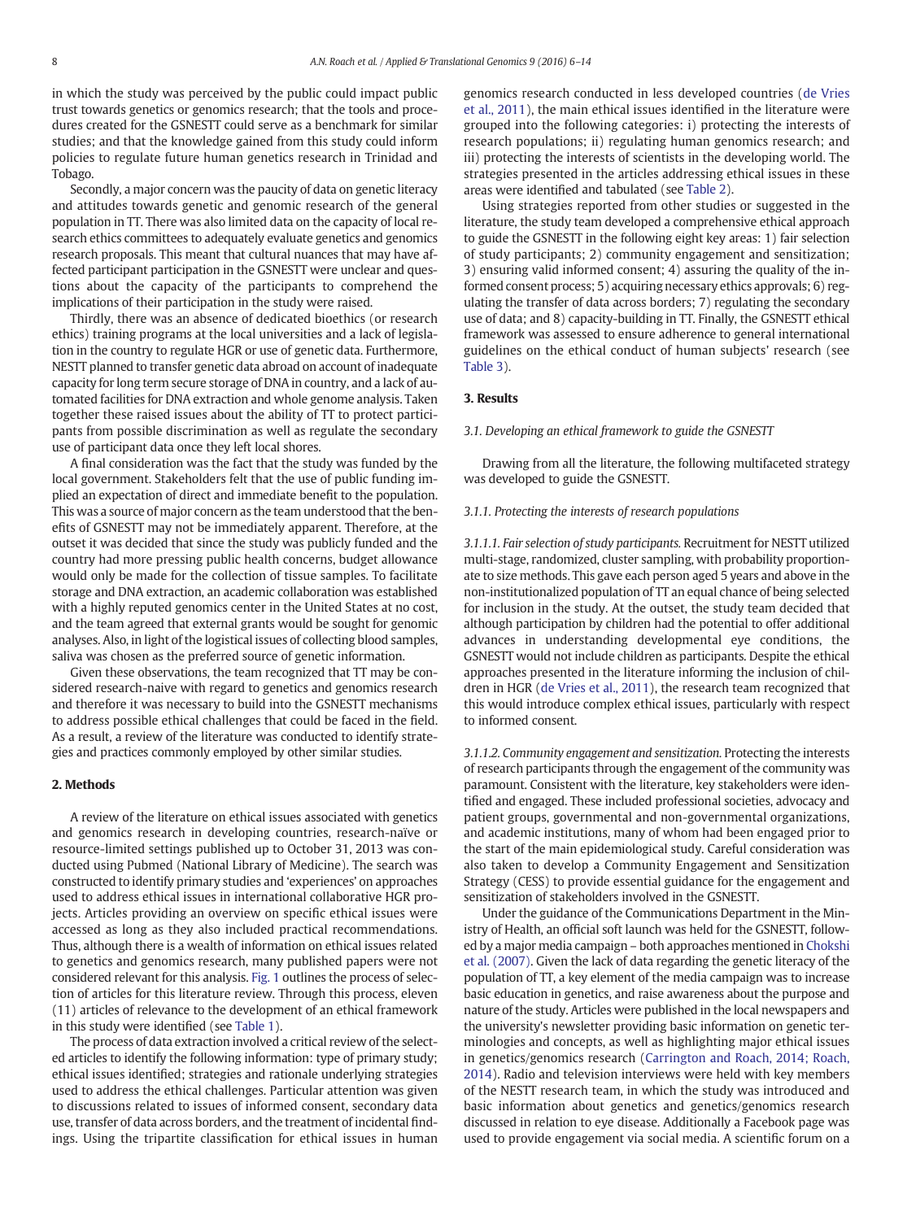in which the study was perceived by the public could impact public trust towards genetics or genomics research; that the tools and procedures created for the GSNESTT could serve as a benchmark for similar studies; and that the knowledge gained from this study could inform policies to regulate future human genetics research in Trinidad and Tobago.

Secondly, a major concern was the paucity of data on genetic literacy and attitudes towards genetic and genomic research of the general population in TT. There was also limited data on the capacity of local research ethics committees to adequately evaluate genetics and genomics research proposals. This meant that cultural nuances that may have affected participant participation in the GSNESTT were unclear and questions about the capacity of the participants to comprehend the implications of their participation in the study were raised.

Thirdly, there was an absence of dedicated bioethics (or research ethics) training programs at the local universities and a lack of legislation in the country to regulate HGR or use of genetic data. Furthermore, NESTT planned to transfer genetic data abroad on account of inadequate capacity for long term secure storage of DNA in country, and a lack of automated facilities for DNA extraction and whole genome analysis. Taken together these raised issues about the ability of TT to protect participants from possible discrimination as well as regulate the secondary use of participant data once they left local shores.

A final consideration was the fact that the study was funded by the local government. Stakeholders felt that the use of public funding implied an expectation of direct and immediate benefit to the population. This was a source of major concern as the team understood that the benefits of GSNESTT may not be immediately apparent. Therefore, at the outset it was decided that since the study was publicly funded and the country had more pressing public health concerns, budget allowance would only be made for the collection of tissue samples. To facilitate storage and DNA extraction, an academic collaboration was established with a highly reputed genomics center in the United States at no cost, and the team agreed that external grants would be sought for genomic analyses. Also, in light of the logistical issues of collecting blood samples, saliva was chosen as the preferred source of genetic information.

Given these observations, the team recognized that TT may be considered research-naive with regard to genetics and genomics research and therefore it was necessary to build into the GSNESTT mechanisms to address possible ethical challenges that could be faced in the field. As a result, a review of the literature was conducted to identify strategies and practices commonly employed by other similar studies.

## 2. Methods

A review of the literature on ethical issues associated with genetics and genomics research in developing countries, research-naïve or resource-limited settings published up to October 31, 2013 was conducted using Pubmed (National Library of Medicine). The search was constructed to identify primary studies and 'experiences' on approaches used to address ethical issues in international collaborative HGR projects. Articles providing an overview on specific ethical issues were accessed as long as they also included practical recommendations. Thus, although there is a wealth of information on ethical issues related to genetics and genomics research, many published papers were not considered relevant for this analysis. Fig. 1 outlines the process of selection of articles for this literature review. Through this process, eleven (11) articles of relevance to the development of an ethical framework in this study were identified (see Table 1).

The process of data extraction involved a critical review of the selected articles to identify the following information: type of primary study; ethical issues identified; strategies and rationale underlying strategies used to address the ethical challenges. Particular attention was given to discussions related to issues of informed consent, secondary data use, transfer of data across borders, and the treatment of incidental findings. Using the tripartite classification for ethical issues in human genomics research conducted in less developed countries (de Vries et al., 2011), the main ethical issues identified in the literature were grouped into the following categories: i) protecting the interests of research populations; ii) regulating human genomics research; and iii) protecting the interests of scientists in the developing world. The strategies presented in the articles addressing ethical issues in these areas were identified and tabulated (see Table 2).

Using strategies reported from other studies or suggested in the literature, the study team developed a comprehensive ethical approach to guide the GSNESTT in the following eight key areas: 1) fair selection of study participants; 2) community engagement and sensitization; 3) ensuring valid informed consent; 4) assuring the quality of the informed consent process; 5) acquiring necessary ethics approvals; 6) regulating the transfer of data across borders; 7) regulating the secondary use of data; and 8) capacity-building in TT. Finally, the GSNESTT ethical framework was assessed to ensure adherence to general international guidelines on the ethical conduct of human subjects' research (see Table 3).

## 3. Results

### 3.1. Developing an ethical framework to guide the GSNESTT

Drawing from all the literature, the following multifaceted strategy was developed to guide the GSNESTT.

#### 3.1.1. Protecting the interests of research populations

*3.1.1.1. Fair selection of study participants.* Recruitment for NESTT utilized multi-stage, randomized, cluster sampling, with probability proportionate to size methods. This gave each person aged 5 years and above in the non-institutionalized population of TT an equal chance of being selected for inclusion in the study. At the outset, the study team decided that although participation by children had the potential to offer additional advances in understanding developmental eye conditions, the GSNESTT would not include children as participants. Despite the ethical approaches presented in the literature informing the inclusion of children in HGR (de Vries et al., 2011), the research team recognized that this would introduce complex ethical issues, particularly with respect to informed consent.

*3.1.1.2. Community engagement and sensitization.* Protecting the interests of research participants through the engagement of the community was paramount. Consistent with the literature, key stakeholders were identified and engaged. These included professional societies, advocacy and patient groups, governmental and non-governmental organizations, and academic institutions, many of whom had been engaged prior to the start of the main epidemiological study. Careful consideration was also taken to develop a Community Engagement and Sensitization Strategy (CESS) to provide essential guidance for the engagement and sensitization of stakeholders involved in the GSNESTT.

Under the guidance of the Communications Department in the Ministry of Health, an official soft launch was held for the GSNESTT, followed by a major media campaign – both approaches mentioned in Chokshi et al. (2007). Given the lack of data regarding the genetic literacy of the population of TT, a key element of the media campaign was to increase basic education in genetics, and raise awareness about the purpose and nature of the study. Articles were published in the local newspapers and the university's newsletter providing basic information on genetic terminologies and concepts, as well as highlighting major ethical issues in genetics/genomics research (Carrington and Roach, 2014; Roach, 2014). Radio and television interviews were held with key members of the NESTT research team, in which the study was introduced and basic information about genetics and genetics/genomics research discussed in relation to eye disease. Additionally a Facebook page was used to provide engagement via social media. A scientific forum on a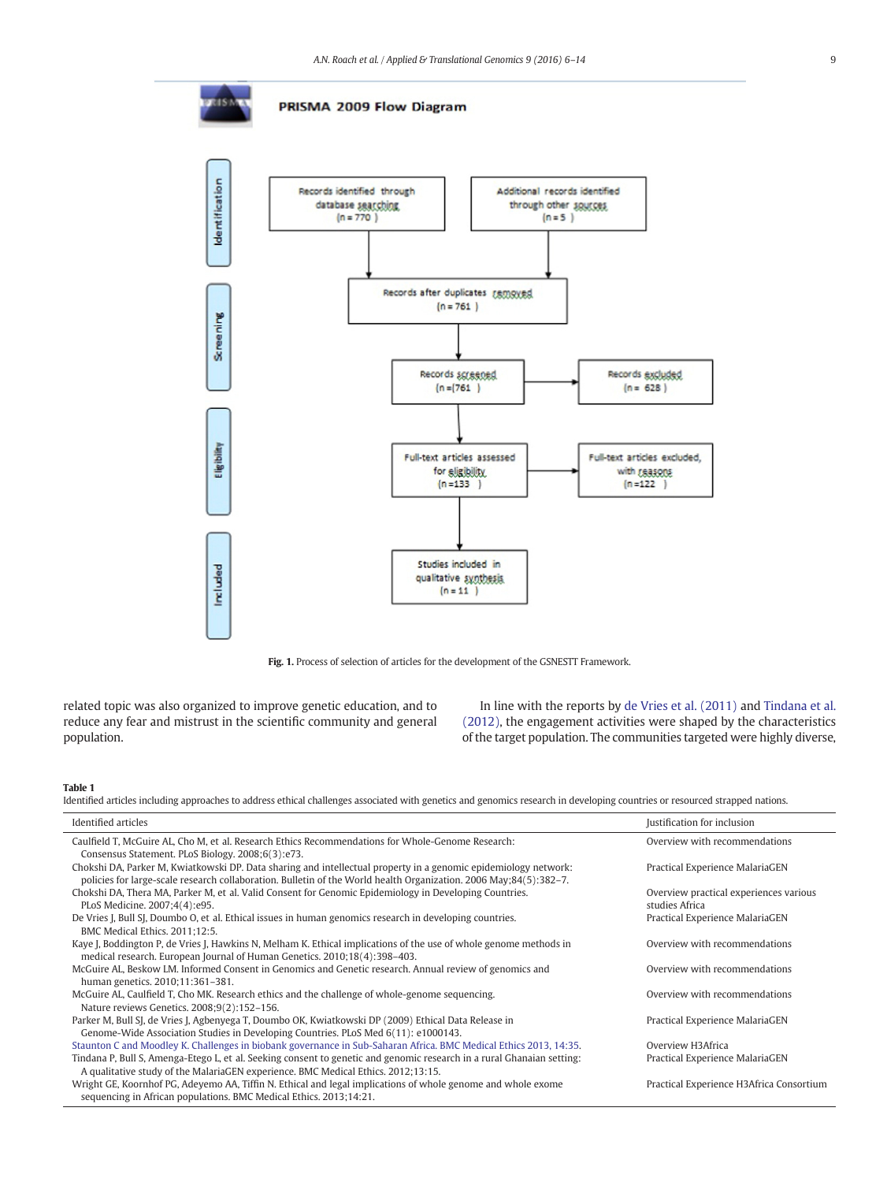PRISMA 2009 Flow Diagram

| Stage | | |
|---|---|---|
| Identification | Records identified through database searching (n = 770) | Additional records identified through other sources (n = 5) |
| | Records after duplicates removed (n = 761) | |
| Screening | Records screened (n = 761) | Records excluded (n = 628) |
| Eligibility | Full-text articles assessed for eligibility (n = 133) | Full-text articles excluded, with reasons (n = 122) |
| Included | Studies included in qualitative synthesis (n = 11) | |

**Fig. 1.** Process of selection of articles for the development of the GSNESTT Framework.

related topic was also organized to improve genetic education, and to reduce any fear and mistrust in the scientific community and general population.

In line with the reports by de Vries et al. (2011) and Tindana et al. (2012), the engagement activities were shaped by the characteristics of the target population. The communities targeted were highly diverse,

**Table 1**
Identified articles including approaches to address ethical challenges associated with genetics and genomics research in developing countries or resourced strapped nations.

| Identified articles | Justification for inclusion |
|---|---|
| Caulfield T, McGuire AL, Cho M, et al. Research Ethics Recommendations for Whole-Genome Research: Consensus Statement. PLoS Biology. 2008;6(3):e73. | Overview with recommendations |
| Chokshi DA, Parker M, Kwiatkowski DP. Data sharing and intellectual property in a genomic epidemiology network: policies for large-scale research collaboration. Bulletin of the World health Organization. 2006 May;84(5):382–7. | Practical Experience MalariaGEN |
| Chokshi DA, Thera MA, Parker M, et al. Valid Consent for Genomic Epidemiology in Developing Countries. PLoS Medicine. 2007;4(4):e95. | Overview practical experiences various studies Africa |
| De Vries J, Bull SJ, Doumbo O, et al. Ethical issues in human genomics research in developing countries. BMC Medical Ethics. 2011;12:5. | Practical Experience MalariaGEN |
| Kaye J, Boddington P, de Vries J, Hawkins N, Melham K. Ethical implications of the use of whole genome methods in medical research. European Journal of Human Genetics. 2010;18(4):398–403. | Overview with recommendations |
| McGuire AL, Beskow LM. Informed Consent in Genomics and Genetic research. Annual review of genomics and human genetics. 2010;11:361–381. | Overview with recommendations |
| McGuire AL, Caulfield T, Cho MK. Research ethics and the challenge of whole-genome sequencing. Nature reviews Genetics. 2008;9(2):152–156. | Overview with recommendations |
| Parker M, Bull SJ, de Vries J, Agbenyega T, Doumbo OK, Kwiatkowski DP (2009) Ethical Data Release in Genome-Wide Association Studies in Developing Countries. PLoS Med 6(11): e1000143. | Practical Experience MalariaGEN |
| Staunton C and Moodley K. Challenges in biobank governance in Sub-Saharan Africa. BMC Medical Ethics 2013, 14:35. | Overview H3Africa |
| Tindana P, Bull S, Amenga-Etego L, et al. Seeking consent to genetic and genomic research in a rural Ghanaian setting: A qualitative study of the MalariaGEN experience. BMC Medical Ethics. 2012;13:15. | Practical Experience MalariaGEN |
| Wright GE, Koornhof PG, Adeyemo AA, Tiffin N. Ethical and legal implications of whole genome and whole exome sequencing in African populations. BMC Medical Ethics. 2013;14:21. | Practical Experience H3Africa Consortium |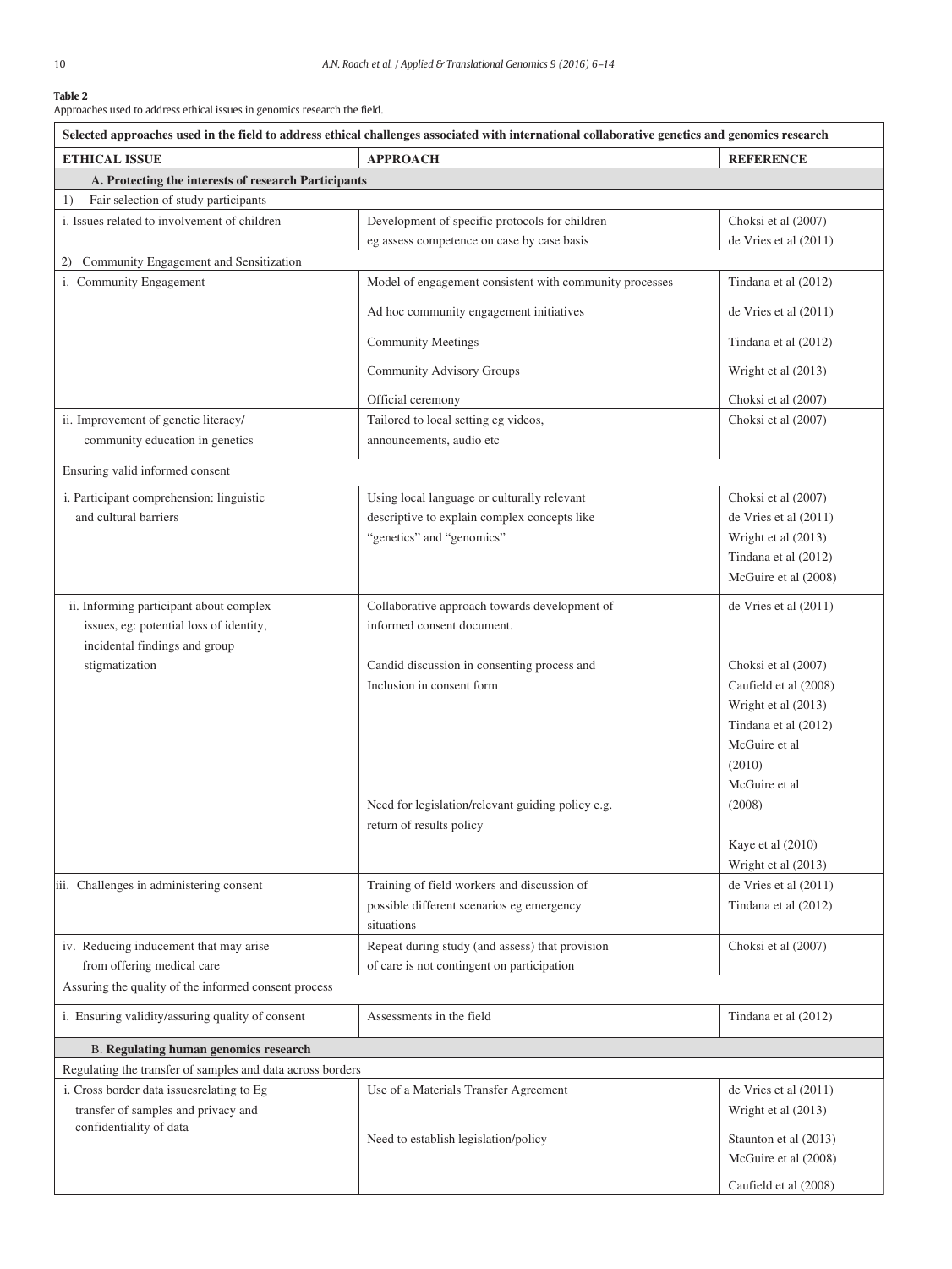**Table 2**
Approaches used to address ethical issues in genomics research the field.

| Selected approaches used in the field to address ethical challenges associated with international collaborative genetics and genomics research | | |
|---|---|---|
| **ETHICAL ISSUE** | **APPROACH** | **REFERENCE** |
| **A. Protecting the interests of research Participants** | | |
| 1) Fair selection of study participants | | |
| i. Issues related to involvement of children | Development of specific protocols for children eg assess competence on case by case basis | Choksi et al (2007) de Vries et al (2011) |
| 2) Community Engagement and Sensitization | | |
| i. Community Engagement | Model of engagement consistent with community processes | Tindana et al (2012) |
| | Ad hoc community engagement initiatives | de Vries et al (2011) |
| | Community Meetings | Tindana et al (2012) |
| | Community Advisory Groups | Wright et al (2013) |
| | Official ceremony | Choksi et al (2007) |
| ii. Improvement of genetic literacy/ community education in genetics | Tailored to local setting eg videos, announcements, audio etc | Choksi et al (2007) |
| Ensuring valid informed consent | | |
| i. Participant comprehension: linguistic and cultural barriers | Using local language or culturally relevant descriptive to explain complex concepts like "genetics" and "genomics" | Choksi et al (2007) de Vries et al (2011) Wright et al (2013) Tindana et al (2012) McGuire et al (2008) |
| ii. Informing participant about complex issues, eg: potential loss of identity, incidental findings and group stigmatization | Collaborative approach towards development of informed consent document. | de Vries et al (2011) |
| | Candid discussion in consenting process and Inclusion in consent form | Choksi et al (2007) Caufield et al (2008) Wright et al (2013) Tindana et al (2012) McGuire et al (2010) McGuire et al (2008) |
| | Need for legislation/relevant guiding policy e.g. return of results policy | Kaye et al (2010) Wright et al (2013) |
| iii. Challenges in administering consent | Training of field workers and discussion of possible different scenarios eg emergency situations | de Vries et al (2011) Tindana et al (2012) |
| iv. Reducing inducement that may arise from offering medical care | Repeat during study (and assess) that provision of care is not contingent on participation | Choksi et al (2007) |
| Assuring the quality of the informed consent process | | |
| i. Ensuring validity/assuring quality of consent | Assessments in the field | Tindana et al (2012) |
| B. **Regulating human genomics research** | | |
| Regulating the transfer of samples and data across borders | | |
| i. Cross border data issuesrelating to Eg transfer of samples and privacy and confidentiality of data | Use of a Materials Transfer Agreement | de Vries et al (2011) Wright et al (2013) |
| | Need to establish legislation/policy | Staunton et al (2013) McGuire et al (2008) Caufield et al (2008) |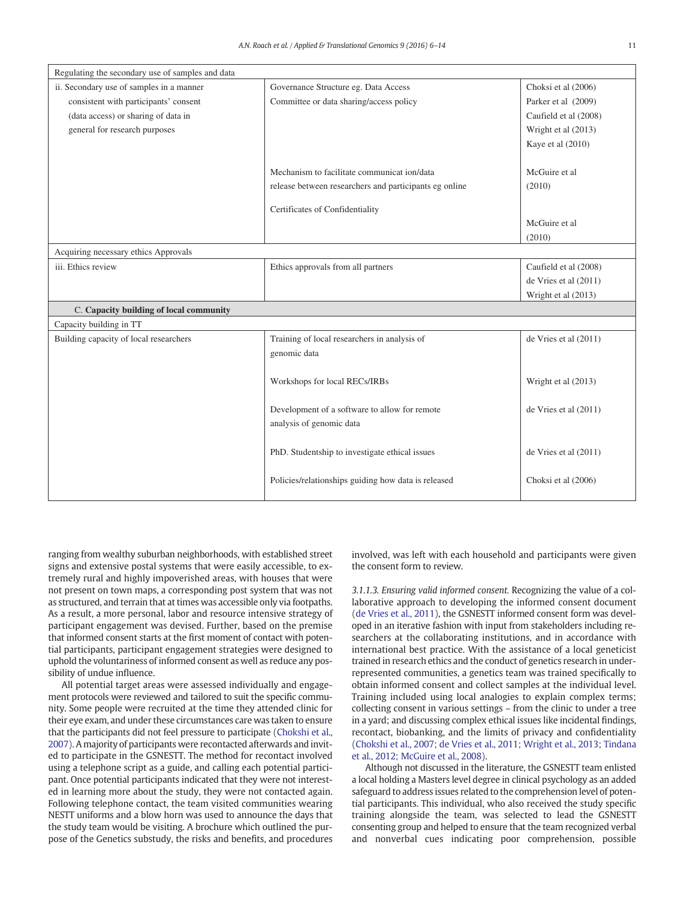| | | |
|---|---|---|
| Regulating the secondary use of samples and data | | |
| ii. Secondary use of samples in a manner consistent with participants' consent (data access) or sharing of data in general for research purposes | Governance Structure eg. Data Access Committee or data sharing/access policy | Choksi et al (2006)<br>Parker et al (2009)<br>Caufield et al (2008)<br>Wright et al (2013)<br>Kaye et al (2010) |
| | Mechanism to facilitate communicat ion/data release between researchers and participants eg online | McGuire et al (2010) |
| | Certificates of Confidentiality | McGuire et al (2010) |
| Acquiring necessary ethics Approvals | | |
| iii. Ethics review | Ethics approvals from all partners | Caufield et al (2008)<br>de Vries et al (2011)<br>Wright et al (2013) |
| C. **Capacity building of local community** | | |
| Capacity building in TT | | |
| Building capacity of local researchers | Training of local researchers in analysis of genomic data | de Vries et al (2011) |
| | Workshops for local RECs/IRBs | Wright et al (2013) |
| | Development of a software to allow for remote analysis of genomic data | de Vries et al (2011) |
| | PhD. Studentship to investigate ethical issues | de Vries et al (2011) |
| | Policies/relationships guiding how data is released | Choksi et al (2006) |

ranging from wealthy suburban neighborhoods, with established street signs and extensive postal systems that were easily accessible, to extremely rural and highly impoverished areas, with houses that were not present on town maps, a corresponding post system that was not as structured, and terrain that at times was accessible only via footpaths. As a result, a more personal, labor and resource intensive strategy of participant engagement was devised. Further, based on the premise that informed consent starts at the first moment of contact with potential participants, participant engagement strategies were designed to uphold the voluntariness of informed consent as well as reduce any possibility of undue influence.

All potential target areas were assessed individually and engagement protocols were reviewed and tailored to suit the specific community. Some people were recruited at the time they attended clinic for their eye exam, and under these circumstances care was taken to ensure that the participants did not feel pressure to participate (Chokshi et al., 2007). A majority of participants were recontacted afterwards and invited to participate in the GSNESTT. The method for recontact involved using a telephone script as a guide, and calling each potential participant. Once potential participants indicated that they were not interested in learning more about the study, they were not contacted again. Following telephone contact, the team visited communities wearing NESTT uniforms and a blow horn was used to announce the days that the study team would be visiting. A brochure which outlined the purpose of the Genetics substudy, the risks and benefits, and procedures involved, was left with each household and participants were given the consent form to review.

*3.1.1.3. Ensuring valid informed consent.* Recognizing the value of a collaborative approach to developing the informed consent document (de Vries et al., 2011), the GSNESTT informed consent form was developed in an iterative fashion with input from stakeholders including researchers at the collaborating institutions, and in accordance with international best practice. With the assistance of a local geneticist trained in research ethics and the conduct of genetics research in underrepresented communities, a genetics team was trained specifically to obtain informed consent and collect samples at the individual level. Training included using local analogies to explain complex terms; collecting consent in various settings – from the clinic to under a tree in a yard; and discussing complex ethical issues like incidental findings, recontact, biobanking, and the limits of privacy and confidentiality (Chokshi et al., 2007; de Vries et al., 2011; Wright et al., 2013; Tindana et al., 2012; McGuire et al., 2008).

Although not discussed in the literature, the GSNESTT team enlisted a local holding a Masters level degree in clinical psychology as an added safeguard to address issues related to the comprehension level of potential participants. This individual, who also received the study specific training alongside the team, was selected to lead the GSNESTT consenting group and helped to ensure that the team recognized verbal and nonverbal cues indicating poor comprehension, possible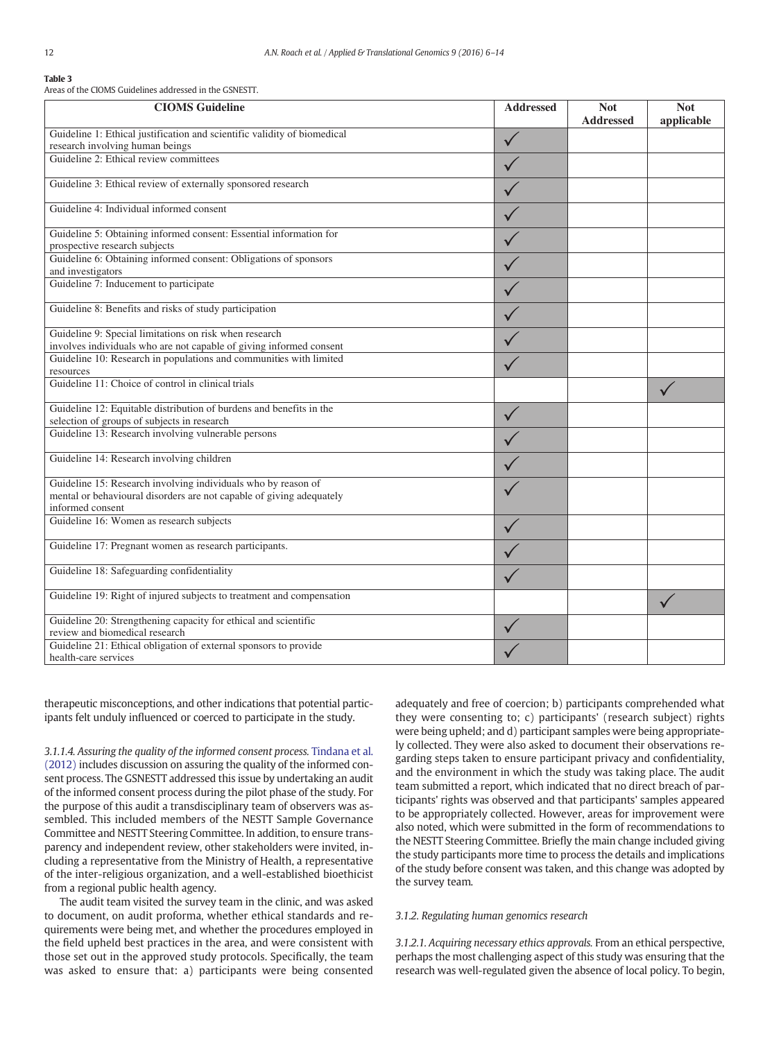**Table 3**
Areas of the CIOMS Guidelines addressed in the GSNESTT.

| CIOMS Guideline | Addressed | Not Addressed | Not applicable |
|---|---|---|---|
| Guideline 1: Ethical justification and scientific validity of biomedical research involving human beings | ✓ | | |
| Guideline 2: Ethical review committees | ✓ | | |
| Guideline 3: Ethical review of externally sponsored research | ✓ | | |
| Guideline 4: Individual informed consent | ✓ | | |
| Guideline 5: Obtaining informed consent: Essential information for prospective research subjects | ✓ | | |
| Guideline 6: Obtaining informed consent: Obligations of sponsors and investigators | ✓ | | |
| Guideline 7: Inducement to participate | ✓ | | |
| Guideline 8: Benefits and risks of study participation | ✓ | | |
| Guideline 9: Special limitations on risk when research involves individuals who are not capable of giving informed consent | ✓ | | |
| Guideline 10: Research in populations and communities with limited resources | ✓ | | |
| Guideline 11: Choice of control in clinical trials | | | ✓ |
| Guideline 12: Equitable distribution of burdens and benefits in the selection of groups of subjects in research | ✓ | | |
| Guideline 13: Research involving vulnerable persons | ✓ | | |
| Guideline 14: Research involving children | ✓ | | |
| Guideline 15: Research involving individuals who by reason of mental or behavioural disorders are not capable of giving adequately informed consent | ✓ | | |
| Guideline 16: Women as research subjects | ✓ | | |
| Guideline 17: Pregnant women as research participants. | ✓ | | |
| Guideline 18: Safeguarding confidentiality | ✓ | | |
| Guideline 19: Right of injured subjects to treatment and compensation | | | ✓ |
| Guideline 20: Strengthening capacity for ethical and scientific review and biomedical research | ✓ | | |
| Guideline 21: Ethical obligation of external sponsors to provide health-care services | ✓ | | |

therapeutic misconceptions, and other indications that potential participants felt unduly influenced or coerced to participate in the study.

*3.1.1.4. Assuring the quality of the informed consent process.* Tindana et al. (2012) includes discussion on assuring the quality of the informed consent process. The GSNESTT addressed this issue by undertaking an audit of the informed consent process during the pilot phase of the study. For the purpose of this audit a transdisciplinary team of observers was assembled. This included members of the NESTT Sample Governance Committee and NESTT Steering Committee. In addition, to ensure transparency and independent review, other stakeholders were invited, including a representative from the Ministry of Health, a representative of the inter-religious organization, and a well-established bioethicist from a regional public health agency.

The audit team visited the survey team in the clinic, and was asked to document, on audit proforma, whether ethical standards and requirements were being met, and whether the procedures employed in the field upheld best practices in the area, and were consistent with those set out in the approved study protocols. Specifically, the team was asked to ensure that: a) participants were being consented adequately and free of coercion; b) participants comprehended what they were consenting to; c) participants' (research subject) rights were being upheld; and d) participant samples were being appropriately collected. They were also asked to document their observations regarding steps taken to ensure participant privacy and confidentiality, and the environment in which the study was taking place. The audit team submitted a report, which indicated that no direct breach of participants' rights was observed and that participants' samples appeared to be appropriately collected. However, areas for improvement were also noted, which were submitted in the form of recommendations to the NESTT Steering Committee. Briefly the main change included giving the study participants more time to process the details and implications of the study before consent was taken, and this change was adopted by the survey team.

*3.1.2. Regulating human genomics research*

*3.1.2.1. Acquiring necessary ethics approvals.* From an ethical perspective, perhaps the most challenging aspect of this study was ensuring that the research was well-regulated given the absence of local policy. To begin,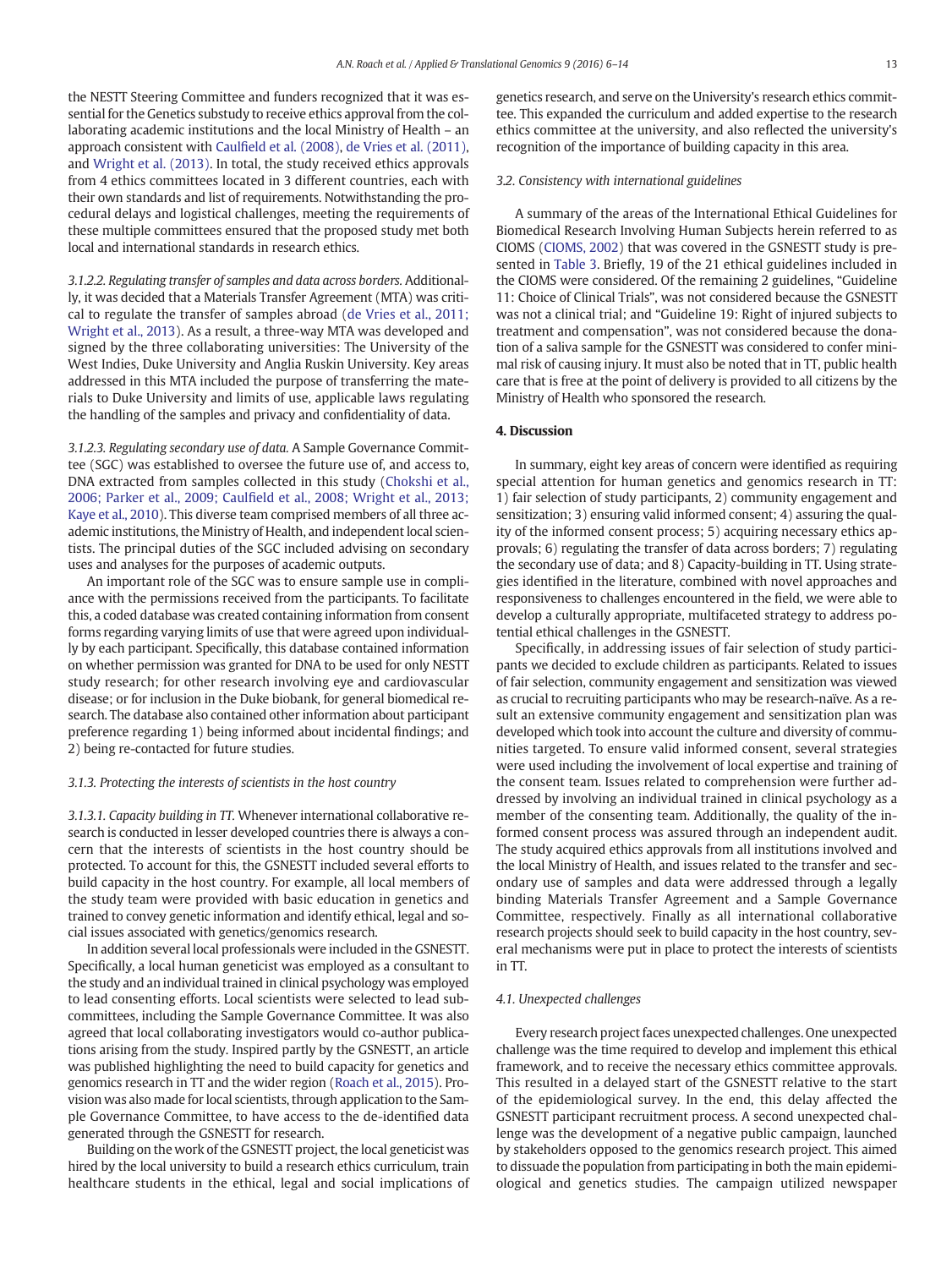the NESTT Steering Committee and funders recognized that it was essential for the Genetics substudy to receive ethics approval from the collaborating academic institutions and the local Ministry of Health – an approach consistent with Caulfield et al. (2008), de Vries et al. (2011), and Wright et al. (2013). In total, the study received ethics approvals from 4 ethics committees located in 3 different countries, each with their own standards and list of requirements. Notwithstanding the procedural delays and logistical challenges, meeting the requirements of these multiple committees ensured that the proposed study met both local and international standards in research ethics.

*3.1.2.2. Regulating transfer of samples and data across borders.* Additionally, it was decided that a Materials Transfer Agreement (MTA) was critical to regulate the transfer of samples abroad (de Vries et al., 2011; Wright et al., 2013). As a result, a three-way MTA was developed and signed by the three collaborating universities: The University of the West Indies, Duke University and Anglia Ruskin University. Key areas addressed in this MTA included the purpose of transferring the materials to Duke University and limits of use, applicable laws regulating the handling of the samples and privacy and confidentiality of data.

*3.1.2.3. Regulating secondary use of data.* A Sample Governance Committee (SGC) was established to oversee the future use of, and access to, DNA extracted from samples collected in this study (Chokshi et al., 2006; Parker et al., 2009; Caulfield et al., 2008; Wright et al., 2013; Kaye et al., 2010). This diverse team comprised members of all three academic institutions, the Ministry of Health, and independent local scientists. The principal duties of the SGC included advising on secondary uses and analyses for the purposes of academic outputs.

An important role of the SGC was to ensure sample use in compliance with the permissions received from the participants. To facilitate this, a coded database was created containing information from consent forms regarding varying limits of use that were agreed upon individually by each participant. Specifically, this database contained information on whether permission was granted for DNA to be used for only NESTT study research; for other research involving eye and cardiovascular disease; or for inclusion in the Duke biobank, for general biomedical research. The database also contained other information about participant preference regarding 1) being informed about incidental findings; and 2) being re-contacted for future studies.

### 3.1.3. Protecting the interests of scientists in the host country

*3.1.3.1. Capacity building in TT.* Whenever international collaborative research is conducted in lesser developed countries there is always a concern that the interests of scientists in the host country should be protected. To account for this, the GSNESTT included several efforts to build capacity in the host country. For example, all local members of the study team were provided with basic education in genetics and trained to convey genetic information and identify ethical, legal and social issues associated with genetics/genomics research.

In addition several local professionals were included in the GSNESTT. Specifically, a local human geneticist was employed as a consultant to the study and an individual trained in clinical psychology was employed to lead consenting efforts. Local scientists were selected to lead subcommittees, including the Sample Governance Committee. It was also agreed that local collaborating investigators would co-author publications arising from the study. Inspired partly by the GSNESTT, an article was published highlighting the need to build capacity for genetics and genomics research in TT and the wider region (Roach et al., 2015). Provision was also made for local scientists, through application to the Sample Governance Committee, to have access to the de-identified data generated through the GSNESTT for research.

Building on the work of the GSNESTT project, the local geneticist was hired by the local university to build a research ethics curriculum, train healthcare students in the ethical, legal and social implications of genetics research, and serve on the University's research ethics committee. This expanded the curriculum and added expertise to the research ethics committee at the university, and also reflected the university's recognition of the importance of building capacity in this area.

### 3.2. Consistency with international guidelines

A summary of the areas of the International Ethical Guidelines for Biomedical Research Involving Human Subjects herein referred to as CIOMS (CIOMS, 2002) that was covered in the GSNESTT study is presented in Table 3. Briefly, 19 of the 21 ethical guidelines included in the CIOMS were considered. Of the remaining 2 guidelines, "Guideline 11: Choice of Clinical Trials", was not considered because the GSNESTT was not a clinical trial; and "Guideline 19: Right of injured subjects to treatment and compensation", was not considered because the donation of a saliva sample for the GSNESTT was considered to confer minimal risk of causing injury. It must also be noted that in TT, public health care that is free at the point of delivery is provided to all citizens by the Ministry of Health who sponsored the research.

## 4. Discussion

In summary, eight key areas of concern were identified as requiring special attention for human genetics and genomics research in TT: 1) fair selection of study participants, 2) community engagement and sensitization; 3) ensuring valid informed consent; 4) assuring the quality of the informed consent process; 5) acquiring necessary ethics approvals; 6) regulating the transfer of data across borders; 7) regulating the secondary use of data; and 8) Capacity-building in TT. Using strategies identified in the literature, combined with novel approaches and responsiveness to challenges encountered in the field, we were able to develop a culturally appropriate, multifaceted strategy to address potential ethical challenges in the GSNESTT.

Specifically, in addressing issues of fair selection of study participants we decided to exclude children as participants. Related to issues of fair selection, community engagement and sensitization was viewed as crucial to recruiting participants who may be research-naïve. As a result an extensive community engagement and sensitization plan was developed which took into account the culture and diversity of communities targeted. To ensure valid informed consent, several strategies were used including the involvement of local expertise and training of the consent team. Issues related to comprehension were further addressed by involving an individual trained in clinical psychology as a member of the consenting team. Additionally, the quality of the informed consent process was assured through an independent audit. The study acquired ethics approvals from all institutions involved and the local Ministry of Health, and issues related to the transfer and secondary use of samples and data were addressed through a legally binding Materials Transfer Agreement and a Sample Governance Committee, respectively. Finally as all international collaborative research projects should seek to build capacity in the host country, several mechanisms were put in place to protect the interests of scientists in TT.

### 4.1. Unexpected challenges

Every research project faces unexpected challenges. One unexpected challenge was the time required to develop and implement this ethical framework, and to receive the necessary ethics committee approvals. This resulted in a delayed start of the GSNESTT relative to the start of the epidemiological survey. In the end, this delay affected the GSNESTT participant recruitment process. A second unexpected challenge was the development of a negative public campaign, launched by stakeholders opposed to the genomics research project. This aimed to dissuade the population from participating in both the main epidemiological and genetics studies. The campaign utilized newspaper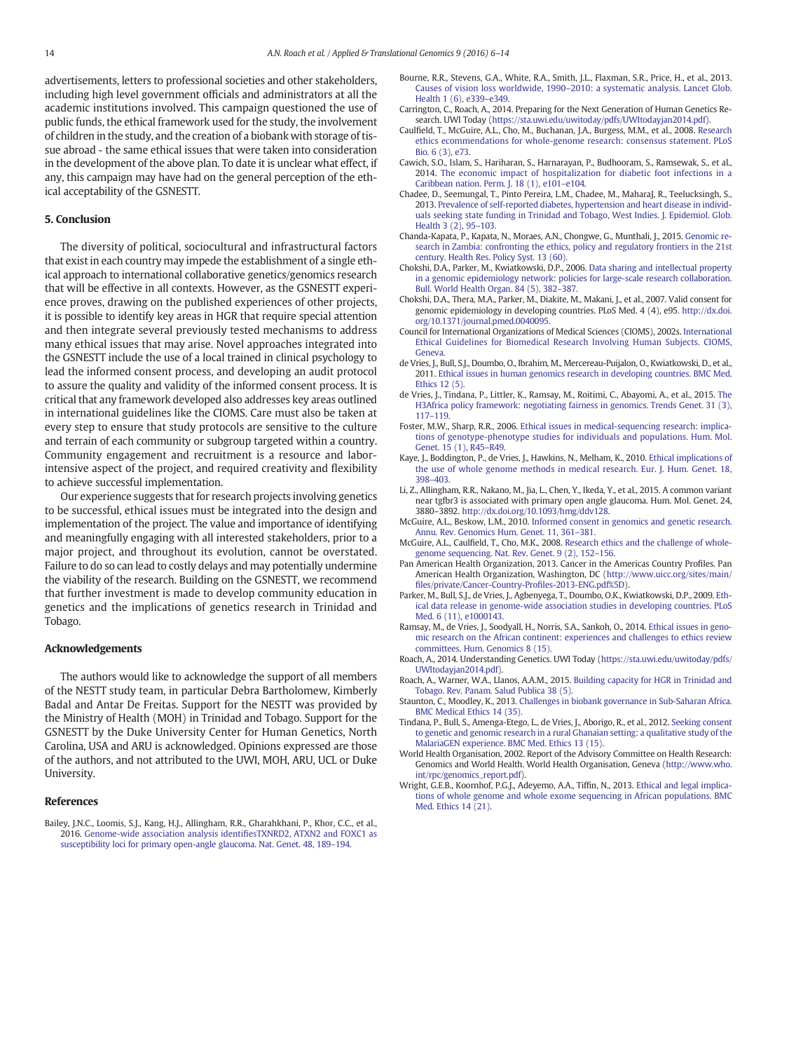advertisements, letters to professional societies and other stakeholders, including high level government officials and administrators at all the academic institutions involved. This campaign questioned the use of public funds, the ethical framework used for the study, the involvement of children in the study, and the creation of a biobank with storage of tissue abroad - the same ethical issues that were taken into consideration in the development of the above plan. To date it is unclear what effect, if any, this campaign may have had on the general perception of the ethical acceptability of the GSNESTT.

## 5. Conclusion

The diversity of political, sociocultural and infrastructural factors that exist in each country may impede the establishment of a single ethical approach to international collaborative genetics/genomics research that will be effective in all contexts. However, as the GSNESTT experience proves, drawing on the published experiences of other projects, it is possible to identify key areas in HGR that require special attention and then integrate several previously tested mechanisms to address many ethical issues that may arise. Novel approaches integrated into the GSNESTT include the use of a local trained in clinical psychology to lead the informed consent process, and developing an audit protocol to assure the quality and validity of the informed consent process. It is critical that any framework developed also addresses key areas outlined in international guidelines like the CIOMS. Care must also be taken at every step to ensure that study protocols are sensitive to the culture and terrain of each community or subgroup targeted within a country. Community engagement and recruitment is a resource and labor-intensive aspect of the project, and required creativity and flexibility to achieve successful implementation.

Our experience suggests that for research projects involving genetics to be successful, ethical issues must be integrated into the design and implementation of the project. The value and importance of identifying and meaningfully engaging with all interested stakeholders, prior to a major project, and throughout its evolution, cannot be overstated. Failure to do so can lead to costly delays and may potentially undermine the viability of the research. Building on the GSNESTT, we recommend that further investment is made to develop community education in genetics and the implications of genetics research in Trinidad and Tobago.

## Acknowledgements

The authors would like to acknowledge the support of all members of the NESTT study team, in particular Debra Bartholomew, Kimberly Badal and Antar De Freitas. Support for the NESTT was provided by the Ministry of Health (MOH) in Trinidad and Tobago. Support for the GSNESTT by the Duke University Center for Human Genetics, North Carolina, USA and ARU is acknowledged. Opinions expressed are those of the authors, and not attributed to the UWI, MOH, ARU, UCL or Duke University.

## References

Bailey, J.N.C., Loomis, S.J., Kang, H.J., Allingham, R.R., Gharahkhani, P., Khor, C.C., et al., 2016. Genome-wide association analysis identifiesTXNRD2, ATXN2 and FOXC1 as susceptibility loci for primary open-angle glaucoma. Nat. Genet. 48, 189–194.

Bourne, R.R., Stevens, G.A., White, R.A., Smith, J.L., Flaxman, S.R., Price, H., et al., 2013. Causes of vision loss worldwide, 1990–2010: a systematic analysis. Lancet Glob. Health 1 (6), e339–e349.

Carrington, C., Roach, A., 2014. Preparing for the Next Generation of Human Genetics Research. UWI Today (https://sta.uwi.edu/uwitoday/pdfs/UWItodayjan2014.pdf).

Caulfield, T., McGuire, A.L., Cho, M., Buchanan, J.A., Burgess, M.M., et al., 2008. Research ethics ecommendations for whole-genome research: consensus statement. PLoS Bio. 6 (3), e73.

Cawich, S.O., Islam, S., Hariharan, S., Harnarayan, P., Budhooram, S., Ramsewak, S., et al., 2014. The economic impact of hospitalization for diabetic foot infections in a Caribbean nation. Perm. J. 18 (1), e101–e104.

Chadee, D., Seemungal, T., Pinto Pereira, L.M., Chadee, M., Maharaj, R., Teelucksingh, S., 2013. Prevalence of self-reported diabetes, hypertension and heart disease in individuals seeking state funding in Trinidad and Tobago, West Indies. J. Epidemiol. Glob. Health 3 (2), 95–103.

Chanda-Kapata, P., Kapata, N., Moraes, A.N., Chongwe, G., Munthali, J., 2015. Genomic research in Zambia: confronting the ethics, policy and regulatory frontiers in the 21st century. Health Res. Policy Syst. 13 (60).

Chokshi, D.A., Parker, M., Kwiatkowski, D.P., 2006. Data sharing and intellectual property in a genomic epidemiology network: policies for large-scale research collaboration. Bull. World Health Organ. 84 (5), 382–387.

Chokshi, D.A., Thera, M.A., Parker, M., Diakite, M., Makani, J., et al., 2007. Valid consent for genomic epidemiology in developing countries. PLoS Med. 4 (4), e95. http://dx.doi.org/10.1371/journal.pmed.0040095.

Council for International Organizations of Medical Sciences (CIOMS), 2002s. International Ethical Guidelines for Biomedical Research Involving Human Subjects. CIOMS, Geneva.

de Vries, J., Bull, S.J., Doumbo, O., Ibrahim, M., Mercereau-Puijalon, O., Kwiatkowski, D., et al., 2011. Ethical issues in human genomics research in developing countries. BMC Med. Ethics 12 (5).

de Vries, J., Tindana, P., Littler, K., Ramsay, M., Roitimi, C., Abayomi, A., et al., 2015. The H3Africa policy framework: negotiating fairness in genomics. Trends Genet. 31 (3), 117–119.

Foster, M.W., Sharp, R.R., 2006. Ethical issues in medical-sequencing research: implications of genotype-phenotype studies for individuals and populations. Hum. Mol. Genet. 15 (1), R45–R49.

Kaye, J., Boddington, P., de Vries, J., Hawkins, N., Melham, K., 2010. Ethical implications of the use of whole genome methods in medical research. Eur. J. Hum. Genet. 18, 398–403.

Li, Z., Allingham, R.R., Nakano, M., Jia, L., Chen, Y., Ikeda, Y., et al., 2015. A common variant near tgfbr3 is associated with primary open angle glaucoma. Hum. Mol. Genet. 24, 3880–3892. http://dx.doi.org/10.1093/hmg/ddv128.

McGuire, A.L., Beskow, L.M., 2010. Informed consent in genomics and genetic research. Annu. Rev. Genomics Hum. Genet. 11, 361–381.

McGuire, A.L., Caulfield, T., Cho, M.K., 2008. Research ethics and the challenge of whole-genome sequencing. Nat. Rev. Genet. 9 (2), 152–156.

Pan American Health Organization, 2013. Cancer in the Americas Country Profiles. Pan American Health Organization, Washington, DC (http://www.uicc.org/sites/main/files/private/Cancer-Country-Profiles-2013-ENG.pdf%5D).

Parker, M., Bull, S.J., de Vries, J., Agbenyega, T., Doumbo, O.K., Kwiatkowski, D.P., 2009. Ethical data release in genome-wide association studies in developing countries. PLoS Med. 6 (11), e1000143.

Ramsay, M., de Vries, J., Soodyall, H., Norris, S.A., Sankoh, O., 2014. Ethical issues in genomic research on the African continent: experiences and challenges to ethics review committees. Hum. Genomics 8 (15).

Roach, A., 2014. Understanding Genetics. UWI Today (https://sta.uwi.edu/uwitoday/pdfs/UWItodayjan2014.pdf).

Roach, A., Warner, W.A., Llanos, A.A.M., 2015. Building capacity for HGR in Trinidad and Tobago. Rev. Panam. Salud Publica 38 (5).

Staunton, C., Moodley, K., 2013. Challenges in biobank governance in Sub-Saharan Africa. BMC Medical Ethics 14 (35).

Tindana, P., Bull, S., Amenga-Etego, L., de Vries, J., Aborigo, R., et al., 2012. Seeking consent to genetic and genomic research in a rural Ghanaian setting: a qualitative study of the MalariaGEN experience. BMC Med. Ethics 13 (15).

World Health Organisation, 2002. Report of the Advisory Committee on Health Research: Genomics and World Health. World Health Organisation, Geneva (http://www.who.int/rpc/genomics_report.pdf).

Wright, G.E.B., Koornhof, P.G.J., Adeyemo, A.A., Tiffin, N., 2013. Ethical and legal implications of whole genome and whole exome sequencing in African populations. BMC Med. Ethics 14 (21).